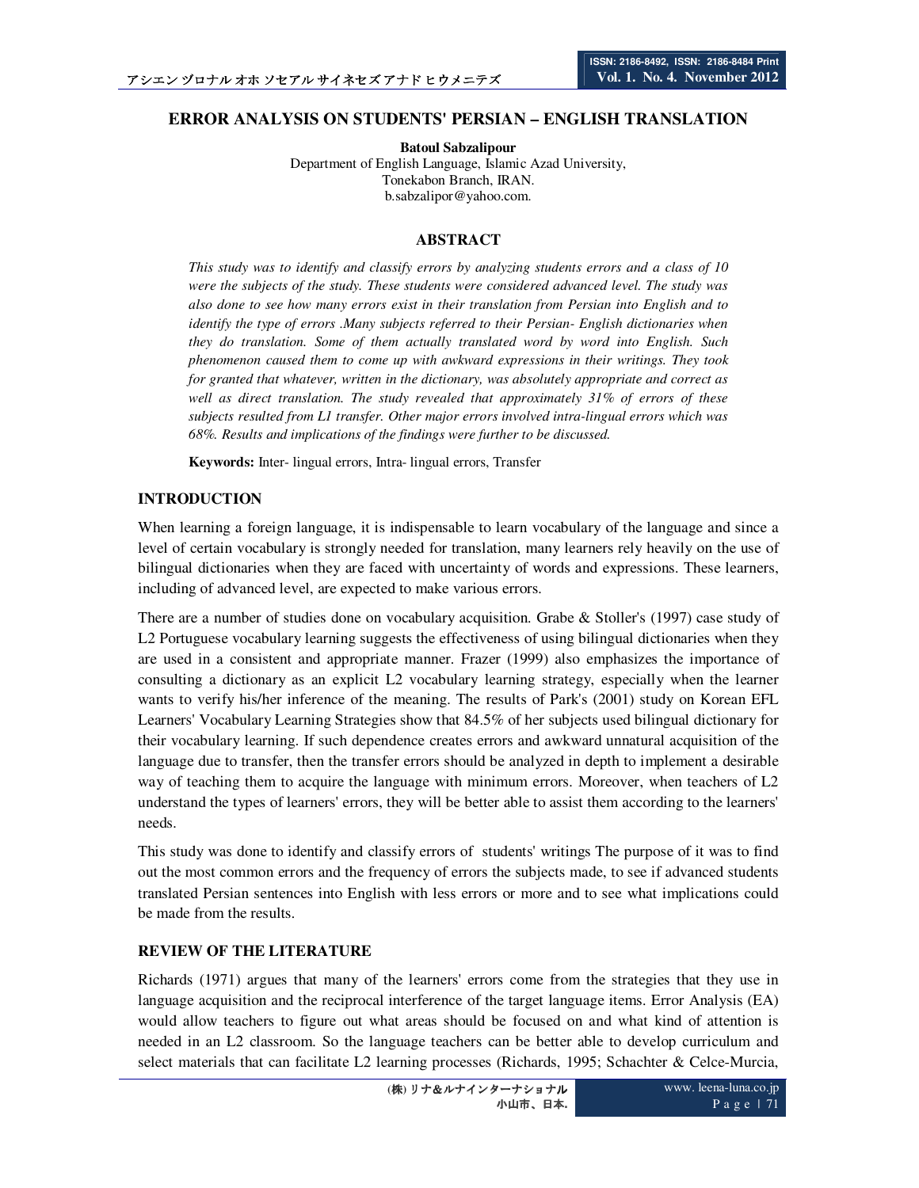# ERROR ANALYSIS ON STUDENTS' PERSIAN – ENGLISH TRANSLATION

**Batoul Sabzalipour**

Department of English Language, Islamic Azad University,
Tonekabon Branch, IRAN.
b.sabzalipor@yahoo.com.

## ABSTRACT

*This study was to identify and classify errors by analyzing students errors and a class of 10 were the subjects of the study. These students were considered advanced level. The study was also done to see how many errors exist in their translation from Persian into English and to identify the type of errors .Many subjects referred to their Persian- English dictionaries when they do translation. Some of them actually translated word by word into English. Such phenomenon caused them to come up with awkward expressions in their writings. They took for granted that whatever, written in the dictionary, was absolutely appropriate and correct as well as direct translation. The study revealed that approximately 31% of errors of these subjects resulted from L1 transfer. Other major errors involved intra-lingual errors which was 68%. Results and implications of the findings were further to be discussed.*

**Keywords:** Inter- lingual errors, Intra- lingual errors, Transfer

## INTRODUCTION

When learning a foreign language, it is indispensable to learn vocabulary of the language and since a level of certain vocabulary is strongly needed for translation, many learners rely heavily on the use of bilingual dictionaries when they are faced with uncertainty of words and expressions. These learners, including of advanced level, are expected to make various errors.

There are a number of studies done on vocabulary acquisition. Grabe & Stoller's (1997) case study of L2 Portuguese vocabulary learning suggests the effectiveness of using bilingual dictionaries when they are used in a consistent and appropriate manner. Frazer (1999) also emphasizes the importance of consulting a dictionary as an explicit L2 vocabulary learning strategy, especially when the learner wants to verify his/her inference of the meaning. The results of Park's (2001) study on Korean EFL Learners' Vocabulary Learning Strategies show that 84.5% of her subjects used bilingual dictionary for their vocabulary learning. If such dependence creates errors and awkward unnatural acquisition of the language due to transfer, then the transfer errors should be analyzed in depth to implement a desirable way of teaching them to acquire the language with minimum errors. Moreover, when teachers of L2 understand the types of learners' errors, they will be better able to assist them according to the learners' needs.

This study was done to identify and classify errors of students' writings The purpose of it was to find out the most common errors and the frequency of errors the subjects made, to see if advanced students translated Persian sentences into English with less errors or more and to see what implications could be made from the results.

## REVIEW OF THE LITERATURE

Richards (1971) argues that many of the learners' errors come from the strategies that they use in language acquisition and the reciprocal interference of the target language items. Error Analysis (EA) would allow teachers to figure out what areas should be focused on and what kind of attention is needed in an L2 classroom. So the language teachers can be better able to develop curriculum and select materials that can facilitate L2 learning processes (Richards, 1995; Schachter & Celce-Murcia,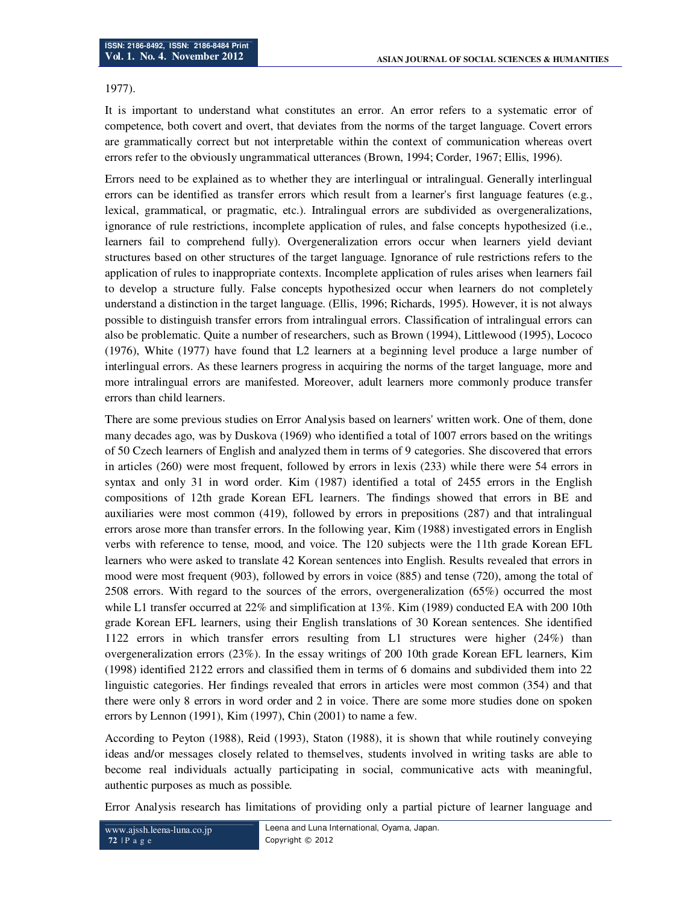1977).

It is important to understand what constitutes an error. An error refers to a systematic error of competence, both covert and overt, that deviates from the norms of the target language. Covert errors are grammatically correct but not interpretable within the context of communication whereas overt errors refer to the obviously ungrammatical utterances (Brown, 1994; Corder, 1967; Ellis, 1996).

Errors need to be explained as to whether they are interlingual or intralingual. Generally interlingual errors can be identified as transfer errors which result from a learner's first language features (e.g., lexical, grammatical, or pragmatic, etc.). Intralingual errors are subdivided as overgeneralizations, ignorance of rule restrictions, incomplete application of rules, and false concepts hypothesized (i.e., learners fail to comprehend fully). Overgeneralization errors occur when learners yield deviant structures based on other structures of the target language. Ignorance of rule restrictions refers to the application of rules to inappropriate contexts. Incomplete application of rules arises when learners fail to develop a structure fully. False concepts hypothesized occur when learners do not completely understand a distinction in the target language. (Ellis, 1996; Richards, 1995). However, it is not always possible to distinguish transfer errors from intralingual errors. Classification of intralingual errors can also be problematic. Quite a number of researchers, such as Brown (1994), Littlewood (1995), Lococo (1976), White (1977) have found that L2 learners at a beginning level produce a large number of interlingual errors. As these learners progress in acquiring the norms of the target language, more and more intralingual errors are manifested. Moreover, adult learners more commonly produce transfer errors than child learners.

There are some previous studies on Error Analysis based on learners' written work. One of them, done many decades ago, was by Duskova (1969) who identified a total of 1007 errors based on the writings of 50 Czech learners of English and analyzed them in terms of 9 categories. She discovered that errors in articles (260) were most frequent, followed by errors in lexis (233) while there were 54 errors in syntax and only 31 in word order. Kim (1987) identified a total of 2455 errors in the English compositions of 12th grade Korean EFL learners. The findings showed that errors in BE and auxiliaries were most common (419), followed by errors in prepositions (287) and that intralingual errors arose more than transfer errors. In the following year, Kim (1988) investigated errors in English verbs with reference to tense, mood, and voice. The 120 subjects were the 11th grade Korean EFL learners who were asked to translate 42 Korean sentences into English. Results revealed that errors in mood were most frequent (903), followed by errors in voice (885) and tense (720), among the total of 2508 errors. With regard to the sources of the errors, overgeneralization (65%) occurred the most while L1 transfer occurred at 22% and simplification at 13%. Kim (1989) conducted EA with 200 10th grade Korean EFL learners, using their English translations of 30 Korean sentences. She identified 1122 errors in which transfer errors resulting from L1 structures were higher (24%) than overgeneralization errors (23%). In the essay writings of 200 10th grade Korean EFL learners, Kim (1998) identified 2122 errors and classified them in terms of 6 domains and subdivided them into 22 linguistic categories. Her findings revealed that errors in articles were most common (354) and that there were only 8 errors in word order and 2 in voice. There are some more studies done on spoken errors by Lennon (1991), Kim (1997), Chin (2001) to name a few.

According to Peyton (1988), Reid (1993), Staton (1988), it is shown that while routinely conveying ideas and/or messages closely related to themselves, students involved in writing tasks are able to become real individuals actually participating in social, communicative acts with meaningful, authentic purposes as much as possible.

Error Analysis research has limitations of providing only a partial picture of learner language and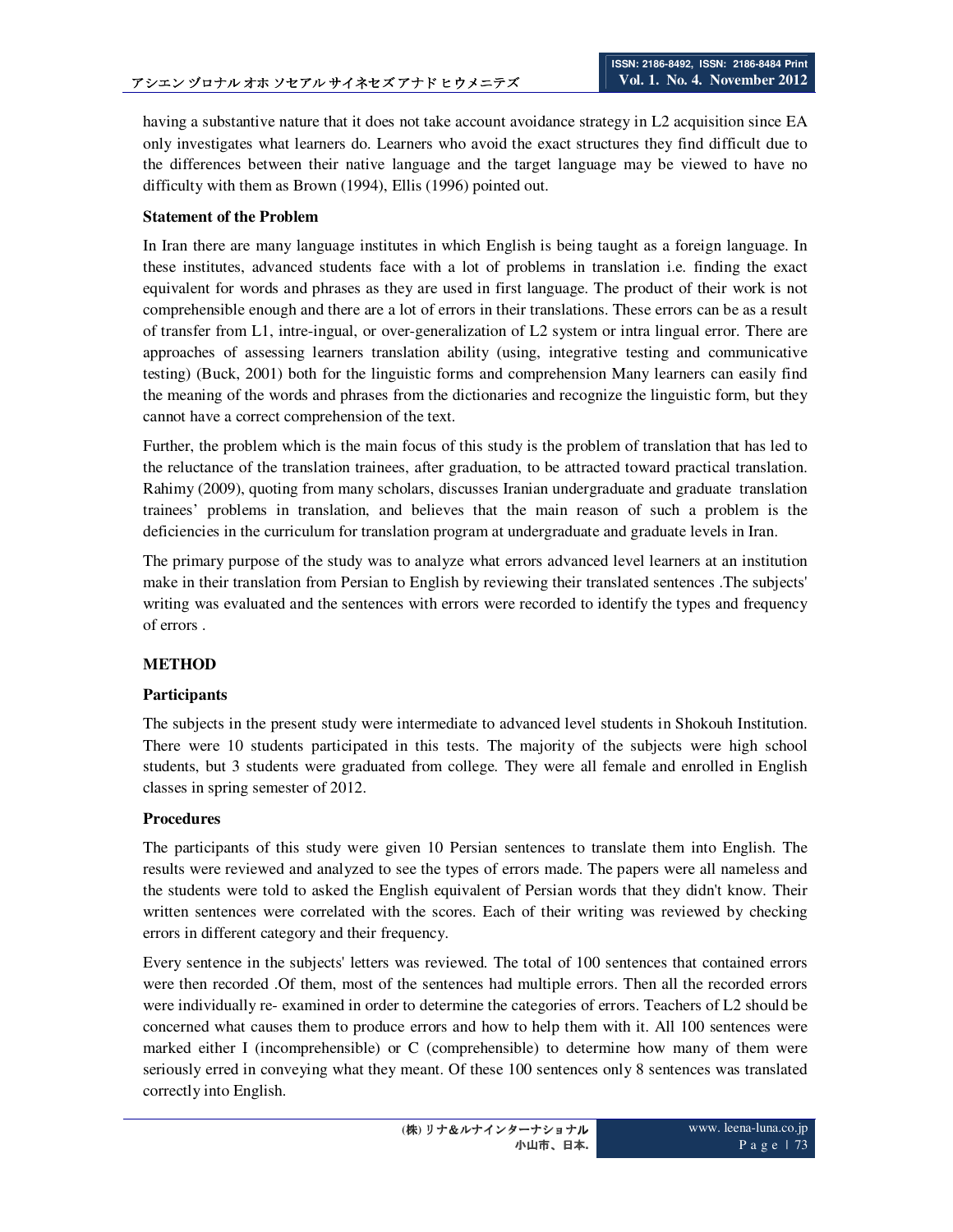having a substantive nature that it does not take account avoidance strategy in L2 acquisition since EA only investigates what learners do. Learners who avoid the exact structures they find difficult due to the differences between their native language and the target language may be viewed to have no difficulty with them as Brown (1994), Ellis (1996) pointed out.

**Statement of the Problem**

In Iran there are many language institutes in which English is being taught as a foreign language. In these institutes, advanced students face with a lot of problems in translation i.e. finding the exact equivalent for words and phrases as they are used in first language. The product of their work is not comprehensible enough and there are a lot of errors in their translations. These errors can be as a result of transfer from L1, intre-ingual, or over-generalization of L2 system or intra lingual error. There are approaches of assessing learners translation ability (using, integrative testing and communicative testing) (Buck, 2001) both for the linguistic forms and comprehension Many learners can easily find the meaning of the words and phrases from the dictionaries and recognize the linguistic form, but they cannot have a correct comprehension of the text.

Further, the problem which is the main focus of this study is the problem of translation that has led to the reluctance of the translation trainees, after graduation, to be attracted toward practical translation. Rahimy (2009), quoting from many scholars, discusses Iranian undergraduate and graduate translation trainees' problems in translation, and believes that the main reason of such a problem is the deficiencies in the curriculum for translation program at undergraduate and graduate levels in Iran.

The primary purpose of the study was to analyze what errors advanced level learners at an institution make in their translation from Persian to English by reviewing their translated sentences .The subjects' writing was evaluated and the sentences with errors were recorded to identify the types and frequency of errors .

## METHOD

**Participants**

The subjects in the present study were intermediate to advanced level students in Shokouh Institution. There were 10 students participated in this tests. The majority of the subjects were high school students, but 3 students were graduated from college. They were all female and enrolled in English classes in spring semester of 2012.

**Procedures**

The participants of this study were given 10 Persian sentences to translate them into English. The results were reviewed and analyzed to see the types of errors made. The papers were all nameless and the students were told to asked the English equivalent of Persian words that they didn't know. Their written sentences were correlated with the scores. Each of their writing was reviewed by checking errors in different category and their frequency.

Every sentence in the subjects' letters was reviewed. The total of 100 sentences that contained errors were then recorded .Of them, most of the sentences had multiple errors. Then all the recorded errors were individually re- examined in order to determine the categories of errors. Teachers of L2 should be concerned what causes them to produce errors and how to help them with it. All 100 sentences were marked either I (incomprehensible) or C (comprehensible) to determine how many of them were seriously erred in conveying what they meant. Of these 100 sentences only 8 sentences was translated correctly into English.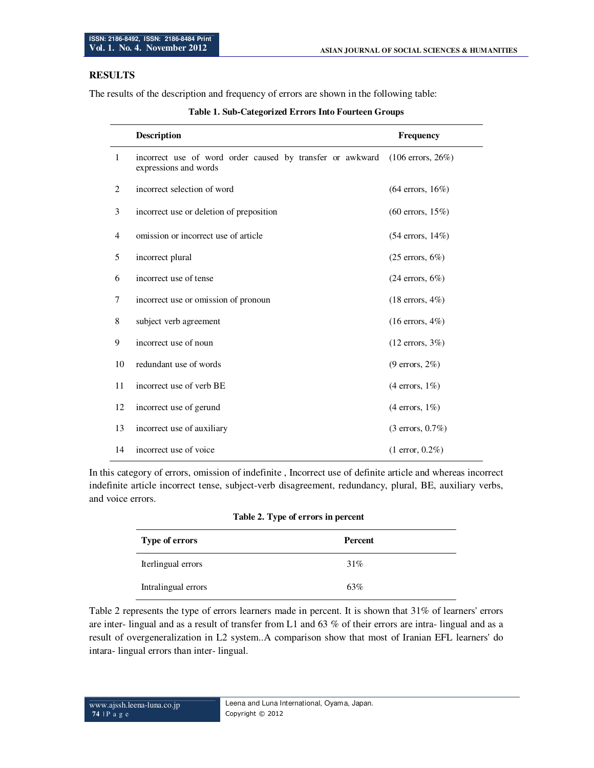## RESULTS

The results of the description and frequency of errors are shown in the following table:

**Table 1. Sub-Categorized Errors Into Fourteen Groups**

| | Description | Frequency |
|---|---|---|
| 1 | incorrect use of word order caused by transfer or awkward expressions and words | (106 errors, 26%) |
| 2 | incorrect selection of word | (64 errors, 16%) |
| 3 | incorrect use or deletion of preposition | (60 errors, 15%) |
| 4 | omission or incorrect use of article | (54 errors, 14%) |
| 5 | incorrect plural | (25 errors, 6%) |
| 6 | incorrect use of tense | (24 errors, 6%) |
| 7 | incorrect use or omission of pronoun | (18 errors, 4%) |
| 8 | subject verb agreement | (16 errors, 4%) |
| 9 | incorrect use of noun | (12 errors, 3%) |
| 10 | redundant use of words | (9 errors, 2%) |
| 11 | incorrect use of verb BE | (4 errors, 1%) |
| 12 | incorrect use of gerund | (4 errors, 1%) |
| 13 | incorrect use of auxiliary | (3 errors, 0.7%) |
| 14 | incorrect use of voice | (1 error, 0.2%) |

In this category of errors, omission of indefinite , Incorrect use of definite article and whereas incorrect indefinite article incorrect tense, subject-verb disagreement, redundancy, plural, BE, auxiliary verbs, and voice errors.

**Table 2. Type of errors in percent**

| Type of errors | Percent |
|---|---|
| Iterlingual errors | 31% |
| Intralingual errors | 63% |

Table 2 represents the type of errors learners made in percent. It is shown that 31% of learners' errors are inter- lingual and as a result of transfer from L1 and 63 % of their errors are intra- lingual and as a result of overgeneralization in L2 system..A comparison show that most of Iranian EFL learners' do intara- lingual errors than inter- lingual.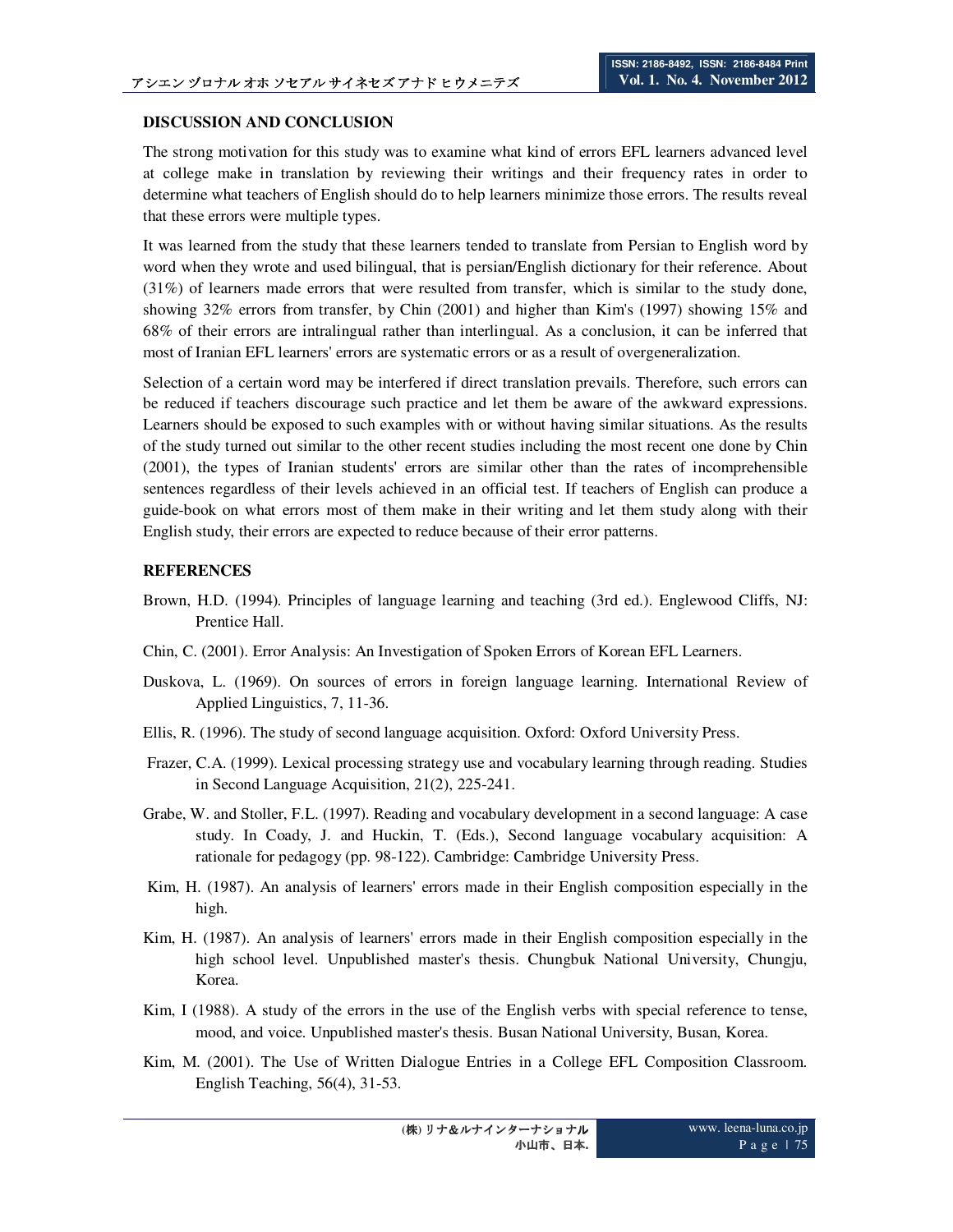**DISCUSSION AND CONCLUSION**

The strong motivation for this study was to examine what kind of errors EFL learners advanced level at college make in translation by reviewing their writings and their frequency rates in order to determine what teachers of English should do to help learners minimize those errors. The results reveal that these errors were multiple types.

It was learned from the study that these learners tended to translate from Persian to English word by word when they wrote and used bilingual, that is persian/English dictionary for their reference. About (31%) of learners made errors that were resulted from transfer, which is similar to the study done, showing 32% errors from transfer, by Chin (2001) and higher than Kim's (1997) showing 15% and 68% of their errors are intralingual rather than interlingual. As a conclusion, it can be inferred that most of Iranian EFL learners' errors are systematic errors or as a result of overgeneralization.

Selection of a certain word may be interfered if direct translation prevails. Therefore, such errors can be reduced if teachers discourage such practice and let them be aware of the awkward expressions. Learners should be exposed to such examples with or without having similar situations. As the results of the study turned out similar to the other recent studies including the most recent one done by Chin (2001), the types of Iranian students' errors are similar other than the rates of incomprehensible sentences regardless of their levels achieved in an official test. If teachers of English can produce a guide-book on what errors most of them make in their writing and let them study along with their English study, their errors are expected to reduce because of their error patterns.

**REFERENCES**

Brown, H.D. (1994). Principles of language learning and teaching (3rd ed.). Englewood Cliffs, NJ: Prentice Hall.

Chin, C. (2001). Error Analysis: An Investigation of Spoken Errors of Korean EFL Learners.

Duskova, L. (1969). On sources of errors in foreign language learning. International Review of Applied Linguistics, 7, 11-36.

Ellis, R. (1996). The study of second language acquisition. Oxford: Oxford University Press.

Frazer, C.A. (1999). Lexical processing strategy use and vocabulary learning through reading. Studies in Second Language Acquisition, 21(2), 225-241.

Grabe, W. and Stoller, F.L. (1997). Reading and vocabulary development in a second language: A case study. In Coady, J. and Huckin, T. (Eds.), Second language vocabulary acquisition: A rationale for pedagogy (pp. 98-122). Cambridge: Cambridge University Press.

Kim, H. (1987). An analysis of learners' errors made in their English composition especially in the high.

Kim, H. (1987). An analysis of learners' errors made in their English composition especially in the high school level. Unpublished master's thesis. Chungbuk National University, Chungju, Korea.

Kim, I (1988). A study of the errors in the use of the English verbs with special reference to tense, mood, and voice. Unpublished master's thesis. Busan National University, Busan, Korea.

Kim, M. (2001). The Use of Written Dialogue Entries in a College EFL Composition Classroom. English Teaching, 56(4), 31-53.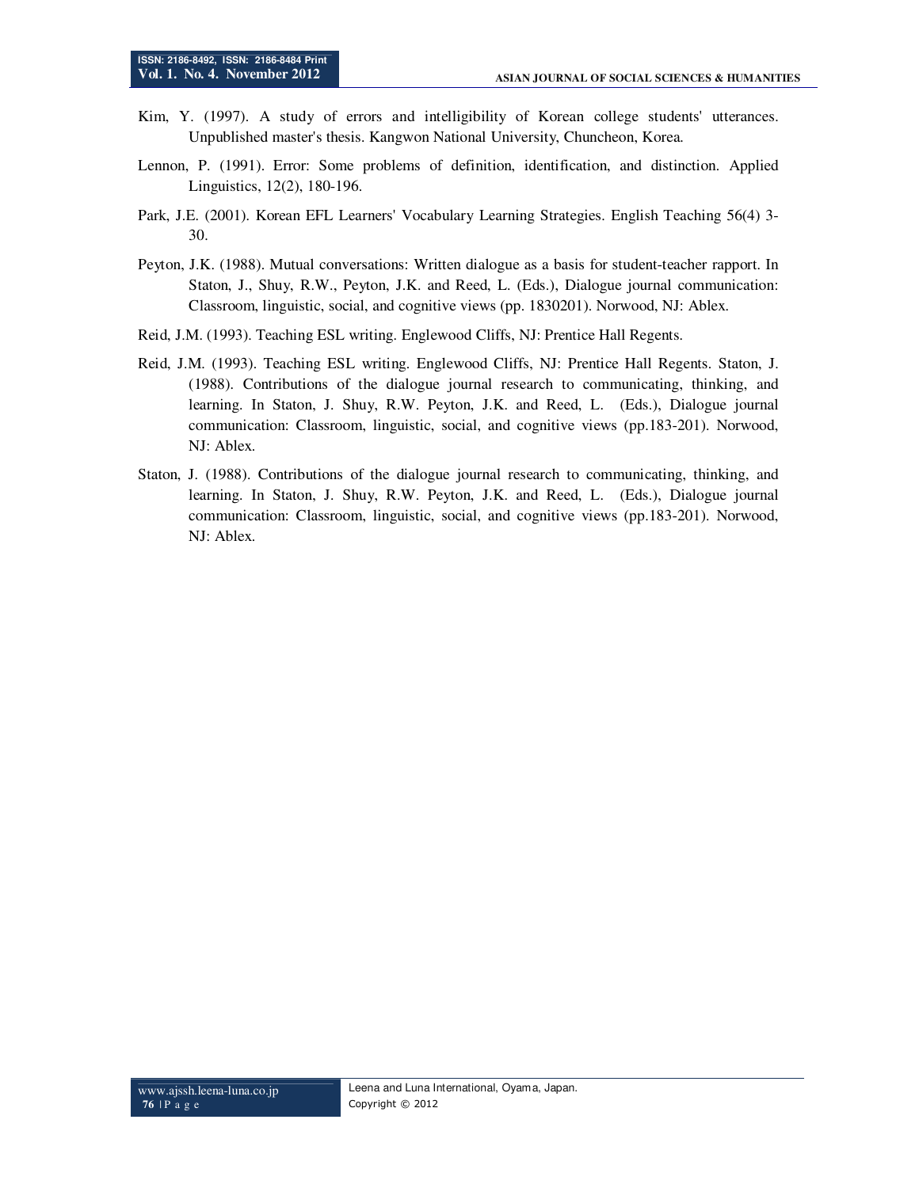Kim, Y. (1997). A study of errors and intelligibility of Korean college students' utterances. Unpublished master's thesis. Kangwon National University, Chuncheon, Korea.

Lennon, P. (1991). Error: Some problems of definition, identification, and distinction. Applied Linguistics, 12(2), 180-196.

Park, J.E. (2001). Korean EFL Learners' Vocabulary Learning Strategies. English Teaching 56(4) 3-30.

Peyton, J.K. (1988). Mutual conversations: Written dialogue as a basis for student-teacher rapport. In Staton, J., Shuy, R.W., Peyton, J.K. and Reed, L. (Eds.), Dialogue journal communication: Classroom, linguistic, social, and cognitive views (pp. 1830201). Norwood, NJ: Ablex.

Reid, J.M. (1993). Teaching ESL writing. Englewood Cliffs, NJ: Prentice Hall Regents.

Reid, J.M. (1993). Teaching ESL writing. Englewood Cliffs, NJ: Prentice Hall Regents. Staton, J. (1988). Contributions of the dialogue journal research to communicating, thinking, and learning. In Staton, J. Shuy, R.W. Peyton, J.K. and Reed, L. (Eds.), Dialogue journal communication: Classroom, linguistic, social, and cognitive views (pp.183-201). Norwood, NJ: Ablex.

Staton, J. (1988). Contributions of the dialogue journal research to communicating, thinking, and learning. In Staton, J. Shuy, R.W. Peyton, J.K. and Reed, L. (Eds.), Dialogue journal communication: Classroom, linguistic, social, and cognitive views (pp.183-201). Norwood, NJ: Ablex.